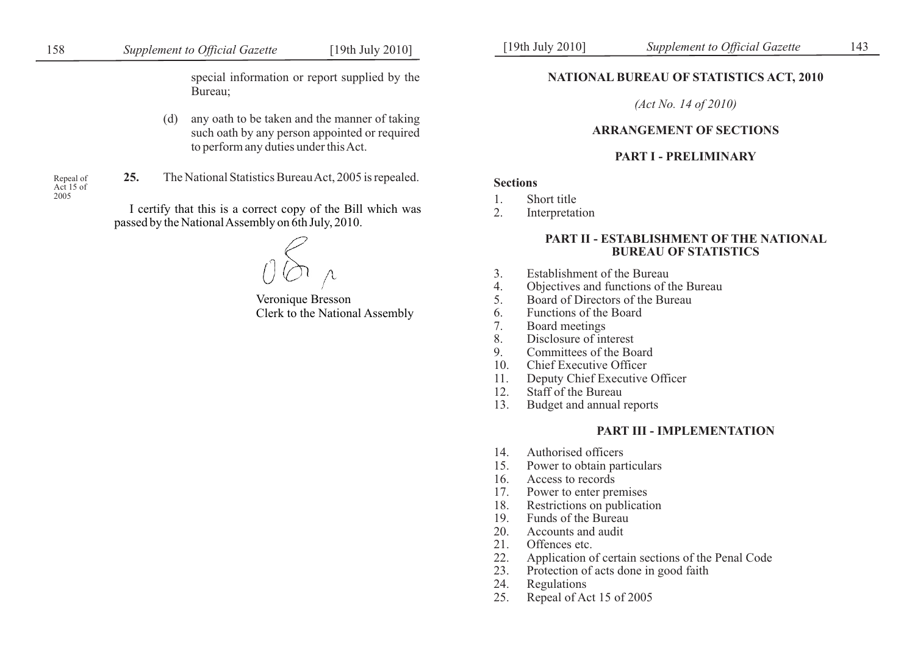special information or report supplied by the Bureau;

(d) any oath to be taken and the manner of taking such oath by any person appointed or required to perform any duties under this Act.

Repeal of Act 15 of 2005

**25.** The National Statistics Bureau Act, 2005 is repealed.

I certify that this is a correct copy of the Bill which was passed by the National Assembly on 6th July, 2010.

Veronique Bresson
Clerk to the National Assembly

# NATIONAL BUREAU OF STATISTICS ACT, 2010

*(Act No. 14 of 2010)*

## ARRANGEMENT OF SECTIONS

### PART I - PRELIMINARY

**Sections**

1. Short title
2. Interpretation

### PART II - ESTABLISHMENT OF THE NATIONAL BUREAU OF STATISTICS

3. Establishment of the Bureau
4. Objectives and functions of the Bureau
5. Board of Directors of the Bureau
6. Functions of the Board
7. Board meetings
8. Disclosure of interest
9. Committees of the Board
10. Chief Executive Officer
11. Deputy Chief Executive Officer
12. Staff of the Bureau
13. Budget and annual reports

### PART III - IMPLEMENTATION

14. Authorised officers
15. Power to obtain particulars
16. Access to records
17. Power to enter premises
18. Restrictions on publication
19. Funds of the Bureau
20. Accounts and audit
21. Offences etc.
22. Application of certain sections of the Penal Code
23. Protection of acts done in good faith
24. Regulations
25. Repeal of Act 15 of 2005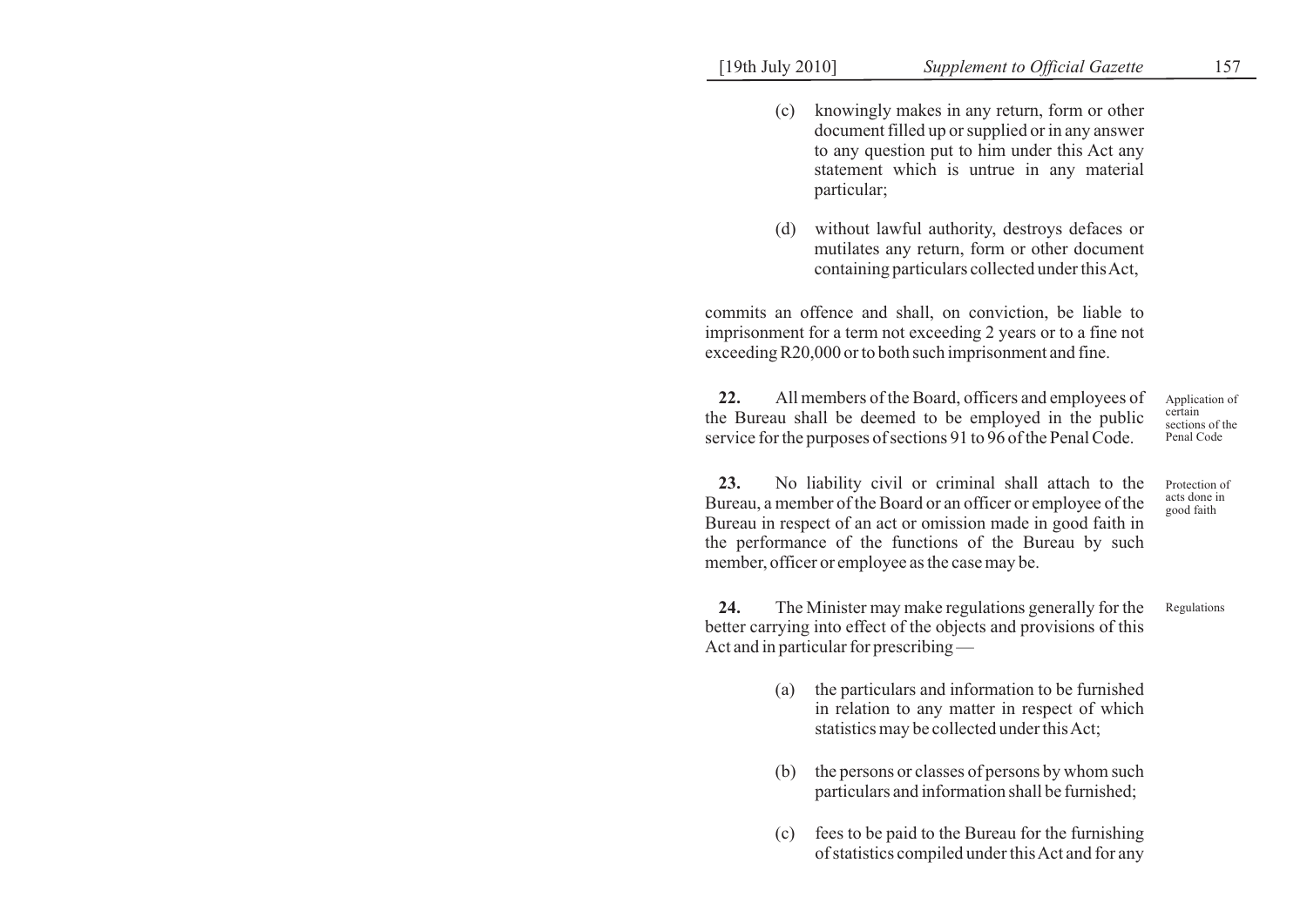(c) knowingly makes in any return, form or other document filled up or supplied or in any answer to any question put to him under this Act any statement which is untrue in any material particular;

(d) without lawful authority, destroys defaces or mutilates any return, form or other document containing particulars collected under this Act,

commits an offence and shall, on conviction, be liable to imprisonment for a term not exceeding 2 years or to a fine not exceeding R20,000 or to both such imprisonment and fine.

Application of certain sections of the Penal Code

**22.** All members of the Board, officers and employees of the Bureau shall be deemed to be employed in the public service for the purposes of sections 91 to 96 of the Penal Code.

Protection of acts done in good faith

**23.** No liability civil or criminal shall attach to the Bureau, a member of the Board or an officer or employee of the Bureau in respect of an act or omission made in good faith in the performance of the functions of the Bureau by such member, officer or employee as the case may be.

Regulations

**24.** The Minister may make regulations generally for the better carrying into effect of the objects and provisions of this Act and in particular for prescribing —

(a) the particulars and information to be furnished in relation to any matter in respect of which statistics may be collected under this Act;

(b) the persons or classes of persons by whom such particulars and information shall be furnished;

(c) fees to be paid to the Bureau for the furnishing of statistics compiled under this Act and for any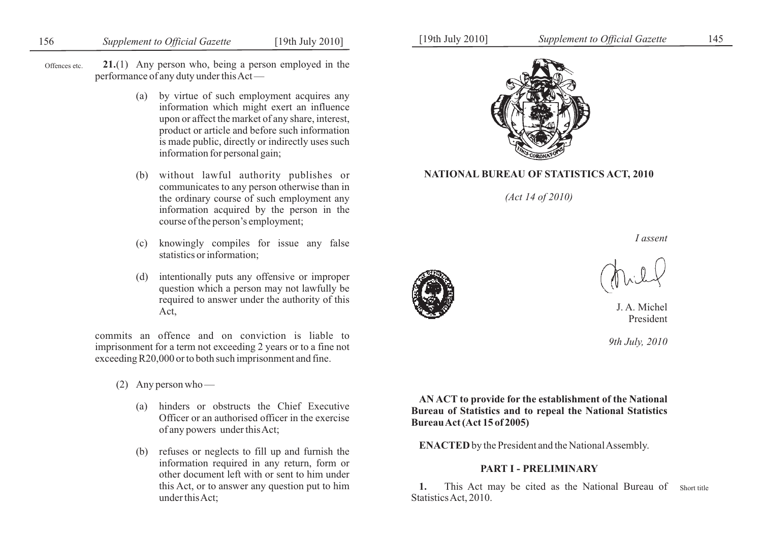Offences etc.

**21.**(1) Any person who, being a person employed in the performance of any duty under this Act —

(a) by virtue of such employment acquires any information which might exert an influence upon or affect the market of any share, interest, product or article and before such information is made public, directly or indirectly uses such information for personal gain;

(b) without lawful authority publishes or communicates to any person otherwise than in the ordinary course of such employment any information acquired by the person in the course of the person's employment;

(c) knowingly compiles for issue any false statistics or information;

(d) intentionally puts any offensive or improper question which a person may not lawfully be required to answer under the authority of this Act,

commits an offence and on conviction is liable to imprisonment for a term not exceeding 2 years or to a fine not exceeding R20,000 or to both such imprisonment and fine.

(2) Any person who —

(a) hinders or obstructs the Chief Executive Officer or an authorised officer in the exercise of any powers under this Act;

(b) refuses or neglects to fill up and furnish the information required in any return, form or other document left with or sent to him under this Act, or to answer any question put to him under this Act;

**NATIONAL BUREAU OF STATISTICS ACT, 2010**

*(Act 14 of 2010)*

*I assent*

J. A. Michel
President

*9th July, 2010*

**AN ACT to provide for the establishment of the National Bureau of Statistics and to repeal the National Statistics Bureau Act (Act 15 of 2005)**

**ENACTED** by the President and the National Assembly.

**PART I - PRELIMINARY**

Short title

**1.** This Act may be cited as the National Bureau of Statistics Act, 2010.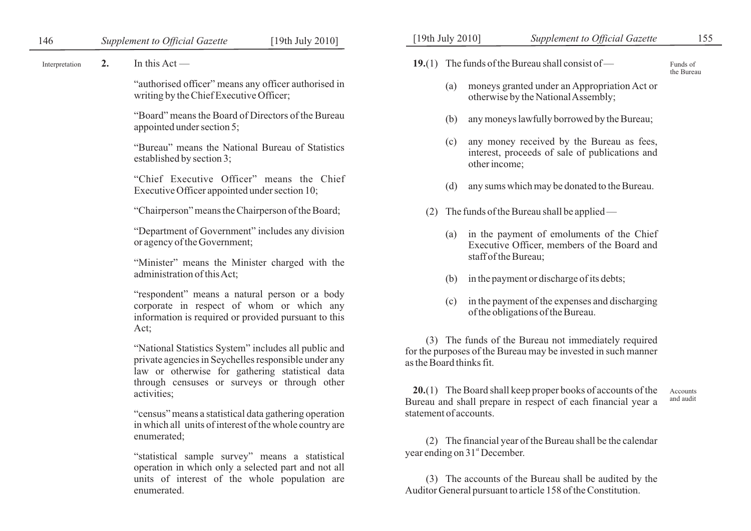**Interpretation**

**2.** In this Act —

"authorised officer" means any officer authorised in writing by the Chief Executive Officer;

"Board" means the Board of Directors of the Bureau appointed under section 5;

"Bureau" means the National Bureau of Statistics established by section 3;

"Chief Executive Officer" means the Chief Executive Officer appointed under section 10;

"Chairperson" means the Chairperson of the Board;

"Department of Government" includes any division or agency of the Government;

"Minister" means the Minister charged with the administration of this Act;

"respondent" means a natural person or a body corporate in respect of whom or which any information is required or provided pursuant to this Act;

"National Statistics System" includes all public and private agencies in Seychelles responsible under any law or otherwise for gathering statistical data through censuses or surveys or through other activities;

"census" means a statistical data gathering operation in which all units of interest of the whole country are enumerated;

"statistical sample survey" means a statistical operation in which only a selected part and not all units of interest of the whole population are enumerated.

**Funds of the Bureau**

**19.**(1) The funds of the Bureau shall consist of —

(a) moneys granted under an Appropriation Act or otherwise by the National Assembly;

(b) any moneys lawfully borrowed by the Bureau;

(c) any money received by the Bureau as fees, interest, proceeds of sale of publications and other income;

(d) any sums which may be donated to the Bureau.

(2) The funds of the Bureau shall be applied —

(a) in the payment of emoluments of the Chief Executive Officer, members of the Board and staff of the Bureau;

(b) in the payment or discharge of its debts;

(c) in the payment of the expenses and discharging of the obligations of the Bureau.

(3) The funds of the Bureau not immediately required for the purposes of the Bureau may be invested in such manner as the Board thinks fit.

**Accounts and audit**

**20.**(1) The Board shall keep proper books of accounts of the Bureau and shall prepare in respect of each financial year a statement of accounts.

(2) The financial year of the Bureau shall be the calendar year ending on 31st December.

(3) The accounts of the Bureau shall be audited by the Auditor General pursuant to article 158 of the Constitution.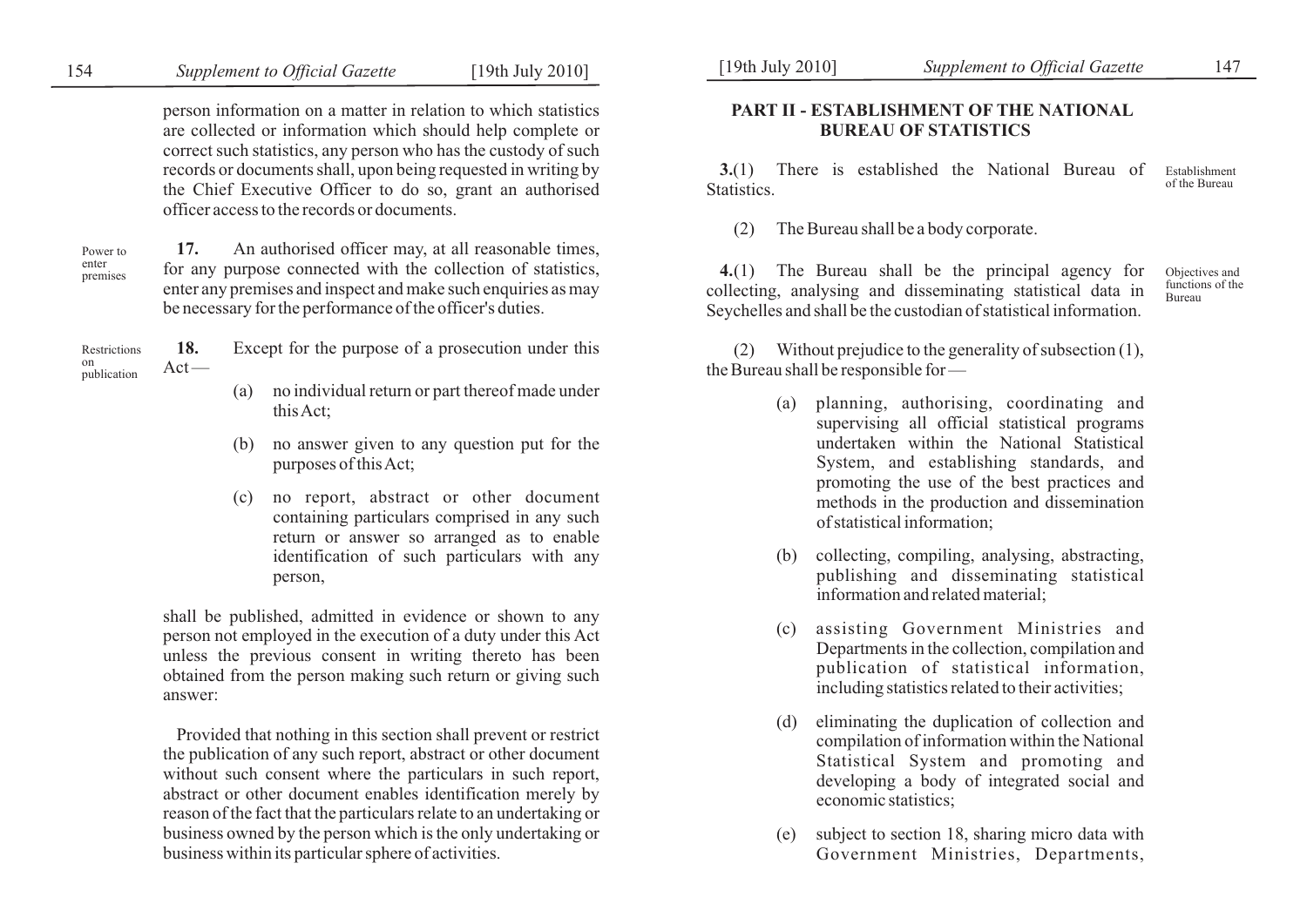person information on a matter in relation to which statistics are collected or information which should help complete or correct such statistics, any person who has the custody of such records or documents shall, upon being requested in writing by the Chief Executive Officer to do so, grant an authorised officer access to the records or documents.

Power to enter premises

**17.** An authorised officer may, at all reasonable times, for any purpose connected with the collection of statistics, enter any premises and inspect and make such enquiries as may be necessary for the performance of the officer's duties.

Restrictions on publication

**18.** Except for the purpose of a prosecution under this Act —

(a) no individual return or part thereof made under this Act;

(b) no answer given to any question put for the purposes of this Act;

(c) no report, abstract or other document containing particulars comprised in any such return or answer so arranged as to enable identification of such particulars with any person,

shall be published, admitted in evidence or shown to any person not employed in the execution of a duty under this Act unless the previous consent in writing thereto has been obtained from the person making such return or giving such answer:

Provided that nothing in this section shall prevent or restrict the publication of any such report, abstract or other document without such consent where the particulars in such report, abstract or other document enables identification merely by reason of the fact that the particulars relate to an undertaking or business owned by the person which is the only undertaking or business within its particular sphere of activities.

## PART II - ESTABLISHMENT OF THE NATIONAL BUREAU OF STATISTICS

Establishment of the Bureau

**3.**(1) There is established the National Bureau of Statistics.

(2) The Bureau shall be a body corporate.

Objectives and functions of the Bureau

**4.**(1) The Bureau shall be the principal agency for collecting, analysing and disseminating statistical data in Seychelles and shall be the custodian of statistical information.

(2) Without prejudice to the generality of subsection (1), the Bureau shall be responsible for —

(a) planning, authorising, coordinating and supervising all official statistical programs undertaken within the National Statistical System, and establishing standards, and promoting the use of the best practices and methods in the production and dissemination of statistical information;

(b) collecting, compiling, analysing, abstracting, publishing and disseminating statistical information and related material;

(c) assisting Government Ministries and Departments in the collection, compilation and publication of statistical information, including statistics related to their activities;

(d) eliminating the duplication of collection and compilation of information within the National Statistical System and promoting and developing a body of integrated social and economic statistics;

(e) subject to section 18, sharing micro data with Government Ministries, Departments,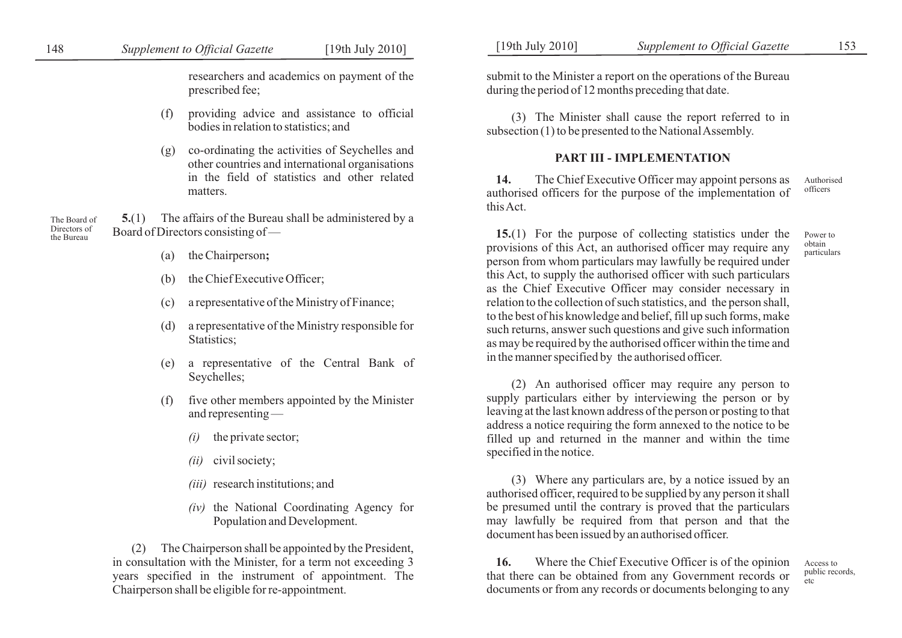researchers and academics on payment of the prescribed fee;

(f) providing advice and assistance to official bodies in relation to statistics; and

(g) co-ordinating the activities of Seychelles and other countries and international organisations in the field of statistics and other related matters.

The Board of Directors of the Bureau

**5.**(1) The affairs of the Bureau shall be administered by a Board of Directors consisting of —

(a) the Chairperson**;**

(b) the Chief Executive Officer;

(c) a representative of the Ministry of Finance;

(d) a representative of the Ministry responsible for Statistics;

(e) a representative of the Central Bank of Seychelles;

(f) five other members appointed by the Minister and representing —

*(i)* the private sector;

*(ii)* civil society;

*(iii)* research institutions; and

*(iv)* the National Coordinating Agency for Population and Development.

(2) The Chairperson shall be appointed by the President, in consultation with the Minister, for a term not exceeding 3 years specified in the instrument of appointment. The Chairperson shall be eligible for re-appointment.

submit to the Minister a report on the operations of the Bureau during the period of 12 months preceding that date.

(3) The Minister shall cause the report referred to in subsection (1) to be presented to the National Assembly.

## PART III - IMPLEMENTATION

Authorised officers

**14.** The Chief Executive Officer may appoint persons as authorised officers for the purpose of the implementation of this Act.

Power to obtain particulars

**15.**(1) For the purpose of collecting statistics under the provisions of this Act, an authorised officer may require any person from whom particulars may lawfully be required under this Act, to supply the authorised officer with such particulars as the Chief Executive Officer may consider necessary in relation to the collection of such statistics, and the person shall, to the best of his knowledge and belief, fill up such forms, make such returns, answer such questions and give such information as may be required by the authorised officer within the time and in the manner specified by the authorised officer.

(2) An authorised officer may require any person to supply particulars either by interviewing the person or by leaving at the last known address of the person or posting to that address a notice requiring the form annexed to the notice to be filled up and returned in the manner and within the time specified in the notice.

(3) Where any particulars are, by a notice issued by an authorised officer, required to be supplied by any person it shall be presumed until the contrary is proved that the particulars may lawfully be required from that person and that the document has been issued by an authorised officer.

Access to public records, etc

**16.** Where the Chief Executive Officer is of the opinion that there can be obtained from any Government records or documents or from any records or documents belonging to any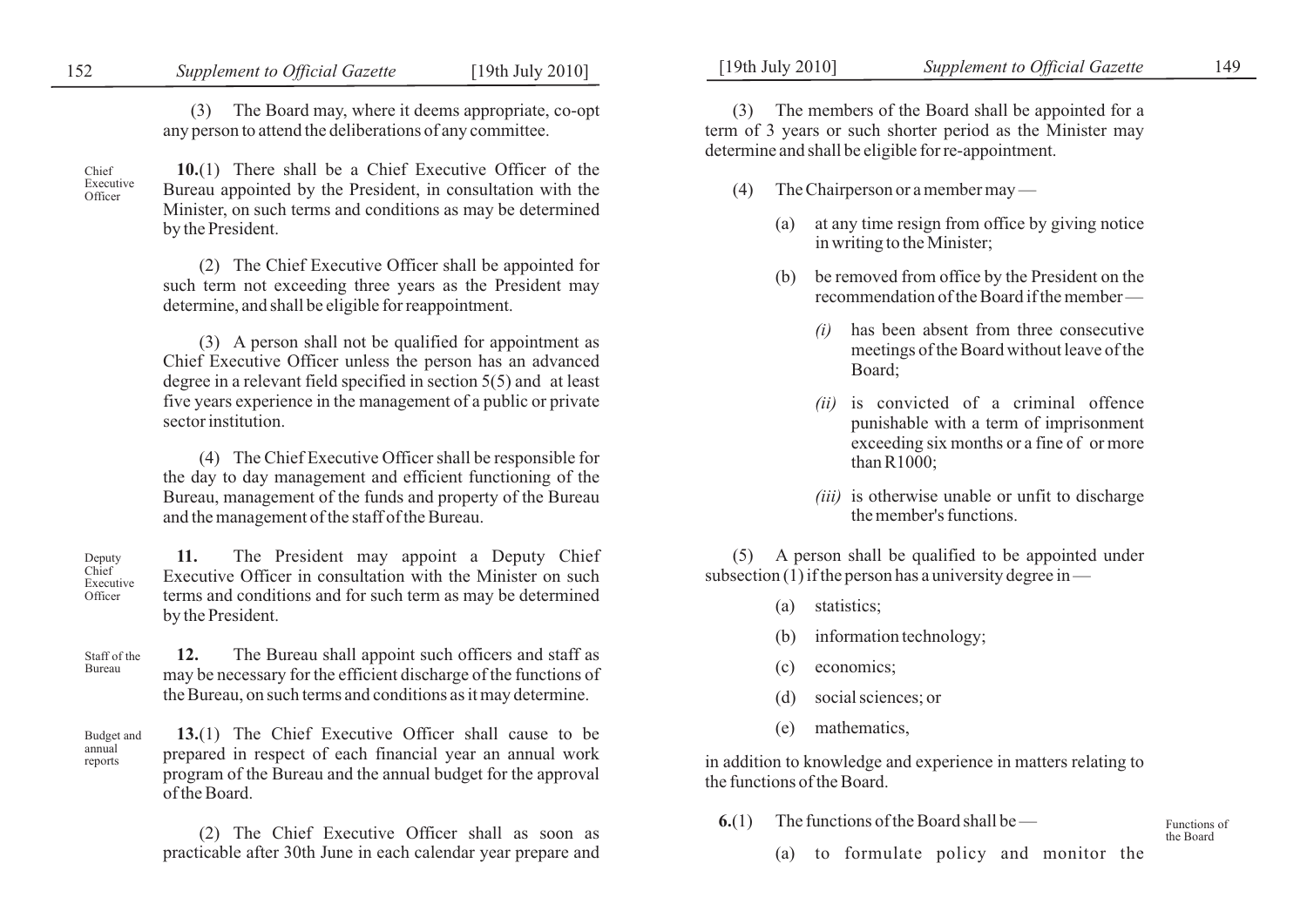(3) The Board may, where it deems appropriate, co-opt any person to attend the deliberations of any committee.

Chief Executive Officer

**10.**(1) There shall be a Chief Executive Officer of the Bureau appointed by the President, in consultation with the Minister, on such terms and conditions as may be determined by the President.

(2) The Chief Executive Officer shall be appointed for such term not exceeding three years as the President may determine, and shall be eligible for reappointment.

(3) A person shall not be qualified for appointment as Chief Executive Officer unless the person has an advanced degree in a relevant field specified in section 5(5) and at least five years experience in the management of a public or private sector institution.

(4) The Chief Executive Officer shall be responsible for the day to day management and efficient functioning of the Bureau, management of the funds and property of the Bureau and the management of the staff of the Bureau.

Deputy Chief Executive Officer

**11.** The President may appoint a Deputy Chief Executive Officer in consultation with the Minister on such terms and conditions and for such term as may be determined by the President.

Staff of the Bureau

**12.** The Bureau shall appoint such officers and staff as may be necessary for the efficient discharge of the functions of the Bureau, on such terms and conditions as it may determine.

Budget and annual reports

**13.**(1) The Chief Executive Officer shall cause to be prepared in respect of each financial year an annual work program of the Bureau and the annual budget for the approval of the Board.

(2) The Chief Executive Officer shall as soon as practicable after 30th June in each calendar year prepare and

(3) The members of the Board shall be appointed for a term of 3 years or such shorter period as the Minister may determine and shall be eligible for re-appointment.

(4) The Chairperson or a member may —

(a) at any time resign from office by giving notice in writing to the Minister;

(b) be removed from office by the President on the recommendation of the Board if the member —

*(i)* has been absent from three consecutive meetings of the Board without leave of the Board;

*(ii)* is convicted of a criminal offence punishable with a term of imprisonment exceeding six months or a fine of or more than R1000;

*(iii)* is otherwise unable or unfit to discharge the member's functions.

(5) A person shall be qualified to be appointed under subsection (1) if the person has a university degree in —

(a) statistics;

(b) information technology;

(c) economics;

(d) social sciences; or

(e) mathematics,

in addition to knowledge and experience in matters relating to the functions of the Board.

Functions of the Board

**6.**(1) The functions of the Board shall be —

(a) to formulate policy and monitor the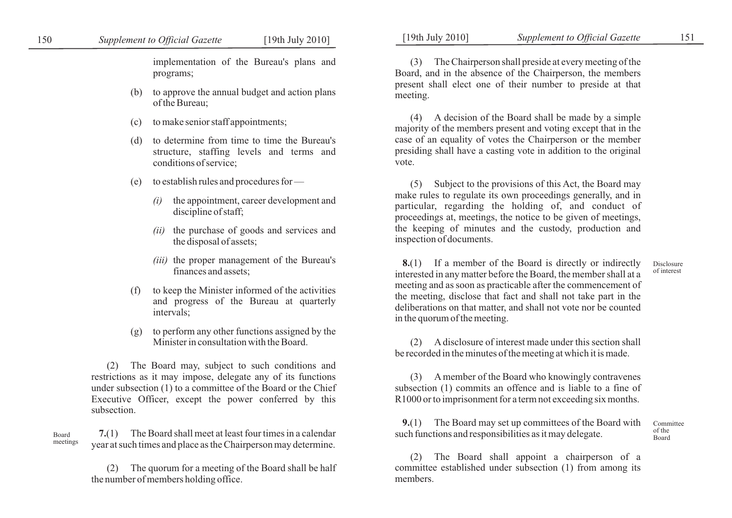implementation of the Bureau's plans and programs;

(b) to approve the annual budget and action plans of the Bureau;

(c) to make senior staff appointments;

(d) to determine from time to time the Bureau's structure, staffing levels and terms and conditions of service;

(e) to establish rules and procedures for —

*(i)* the appointment, career development and discipline of staff;

*(ii)* the purchase of goods and services and the disposal of assets;

*(iii)* the proper management of the Bureau's finances and assets;

(f) to keep the Minister informed of the activities and progress of the Bureau at quarterly intervals;

(g) to perform any other functions assigned by the Minister in consultation with the Board.

(2) The Board may, subject to such conditions and restrictions as it may impose, delegate any of its functions under subsection (1) to a committee of the Board or the Chief Executive Officer, except the power conferred by this subsection.

Board meetings

**7.**(1) The Board shall meet at least four times in a calendar year at such times and place as the Chairperson may determine.

(2) The quorum for a meeting of the Board shall be half the number of members holding office.

(3) The Chairperson shall preside at every meeting of the Board, and in the absence of the Chairperson, the members present shall elect one of their number to preside at that meeting.

(4) A decision of the Board shall be made by a simple majority of the members present and voting except that in the case of an equality of votes the Chairperson or the member presiding shall have a casting vote in addition to the original vote.

(5) Subject to the provisions of this Act, the Board may make rules to regulate its own proceedings generally, and in particular, regarding the holding of, and conduct of proceedings at, meetings, the notice to be given of meetings, the keeping of minutes and the custody, production and inspection of documents.

Disclosure of interest

**8.**(1) If a member of the Board is directly or indirectly interested in any matter before the Board, the member shall at a meeting and as soon as practicable after the commencement of the meeting, disclose that fact and shall not take part in the deliberations on that matter, and shall not vote nor be counted in the quorum of the meeting.

(2) A disclosure of interest made under this section shall be recorded in the minutes of the meeting at which it is made.

(3) A member of the Board who knowingly contravenes subsection (1) commits an offence and is liable to a fine of R1000 or to imprisonment for a term not exceeding six months.

Committee of the Board

**9.**(1) The Board may set up committees of the Board with such functions and responsibilities as it may delegate.

(2) The Board shall appoint a chairperson of a committee established under subsection (1) from among its members.